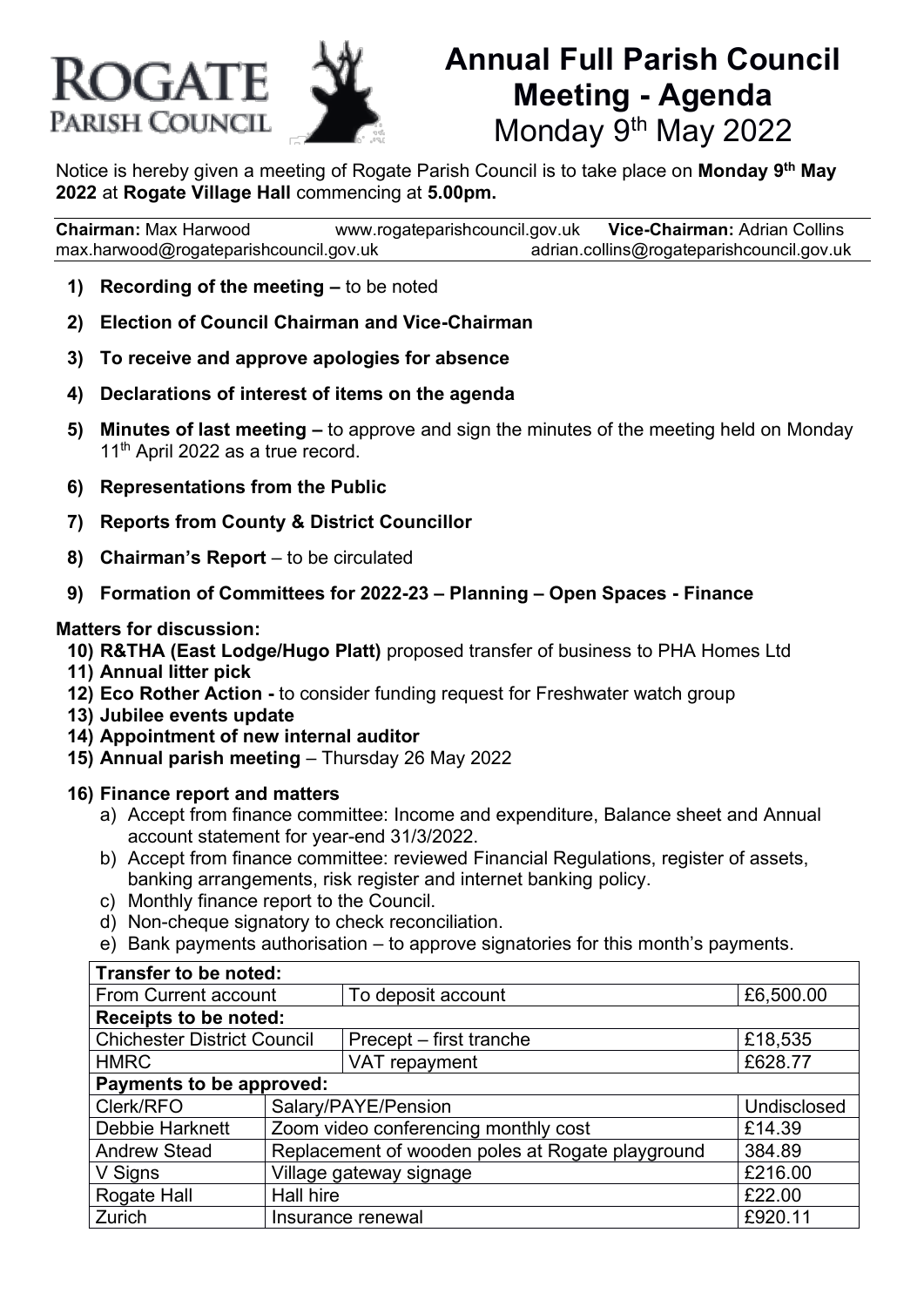ROGATE PARISH COUNCIL

# Annual Full Parish Council Meeting - Agenda

Monday 9th May 2022

Notice is hereby given a meeting of Rogate Parish Council is to take place on **Monday 9th May 2022** at **Rogate Village Hall** commencing at **5.00pm.**

**Chairman:** Max Harwood   www.rogateparishcouncil.gov.uk   **Vice-Chairman:** Adrian Collins
max.harwood@rogateparishcouncil.gov.uk   adrian.collins@rogateparishcouncil.gov.uk

1) **Recording of the meeting –** to be noted
2) **Election of Council Chairman and Vice-Chairman**
3) **To receive and approve apologies for absence**
4) **Declarations of interest of items on the agenda**
5) **Minutes of last meeting –** to approve and sign the minutes of the meeting held on Monday 11th April 2022 as a true record.
6) **Representations from the Public**
7) **Reports from County & District Councillor**
8) **Chairman's Report** – to be circulated
9) **Formation of Committees for 2022-23 – Planning – Open Spaces - Finance**

**Matters for discussion:**

10) **R&THA (East Lodge/Hugo Platt)** proposed transfer of business to PHA Homes Ltd
11) **Annual litter pick**
12) **Eco Rother Action -** to consider funding request for Freshwater watch group
13) **Jubilee events update**
14) **Appointment of new internal auditor**
15) **Annual parish meeting** – Thursday 26 May 2022
16) **Finance report and matters**
    a) Accept from finance committee: Income and expenditure, Balance sheet and Annual account statement for year-end 31/3/2022.
    b) Accept from finance committee: reviewed Financial Regulations, register of assets, banking arrangements, risk register and internet banking policy.
    c) Monthly finance report to the Council.
    d) Non-cheque signatory to check reconciliation.
    e) Bank payments authorisation – to approve signatories for this month's payments.

| **Transfer to be noted:** | | |
|---|---|---|
| From Current account | To deposit account | £6,500.00 |
| **Receipts to be noted:** | | |
| Chichester District Council | Precept – first tranche | £18,535 |
| HMRC | VAT repayment | £628.77 |
| **Payments to be approved:** | | |
| Clerk/RFO | Salary/PAYE/Pension | Undisclosed |
| Debbie Harknett | Zoom video conferencing monthly cost | £14.39 |
| Andrew Stead | Replacement of wooden poles at Rogate playground | 384.89 |
| V Signs | Village gateway signage | £216.00 |
| Rogate Hall | Hall hire | £22.00 |
| Zurich | Insurance renewal | £920.11 |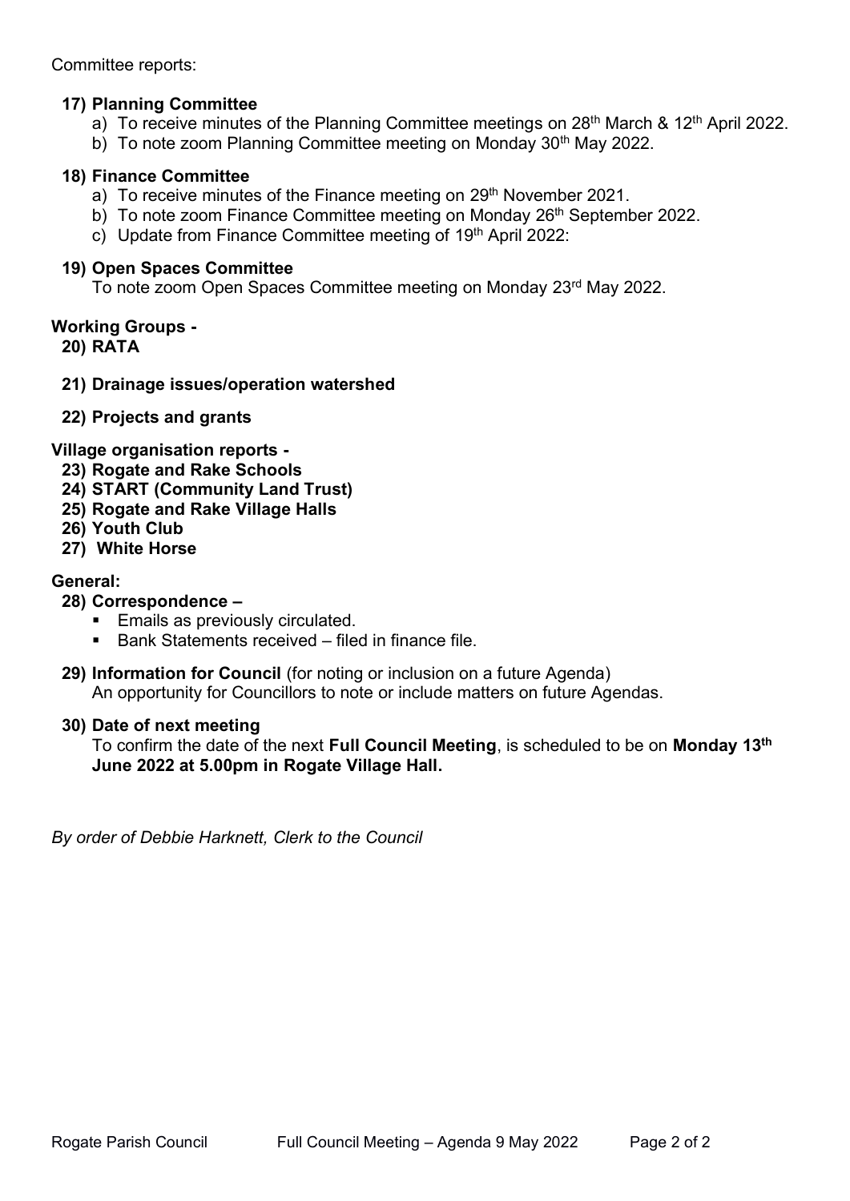Committee reports:

**17) Planning Committee**

a) To receive minutes of the Planning Committee meetings on 28th March & 12th April 2022.
b) To note zoom Planning Committee meeting on Monday 30th May 2022.

**18) Finance Committee**

a) To receive minutes of the Finance meeting on 29th November 2021.
b) To note zoom Finance Committee meeting on Monday 26th September 2022.
c) Update from Finance Committee meeting of 19th April 2022:

**19) Open Spaces Committee**

To note zoom Open Spaces Committee meeting on Monday 23rd May 2022.

**Working Groups -**

**20) RATA**

**21) Drainage issues/operation watershed**

**22) Projects and grants**

**Village organisation reports -**

**23) Rogate and Rake Schools**
**24) START (Community Land Trust)**
**25) Rogate and Rake Village Halls**
**26) Youth Club**
**27) White Horse**

**General:**

**28) Correspondence –**

- Emails as previously circulated.
- Bank Statements received – filed in finance file.

**29) Information for Council** (for noting or inclusion on a future Agenda)
An opportunity for Councillors to note or include matters on future Agendas.

**30) Date of next meeting**
To confirm the date of the next **Full Council Meeting**, is scheduled to be on **Monday 13th June 2022 at 5.00pm in Rogate Village Hall.**

*By order of Debbie Harknett, Clerk to the Council*